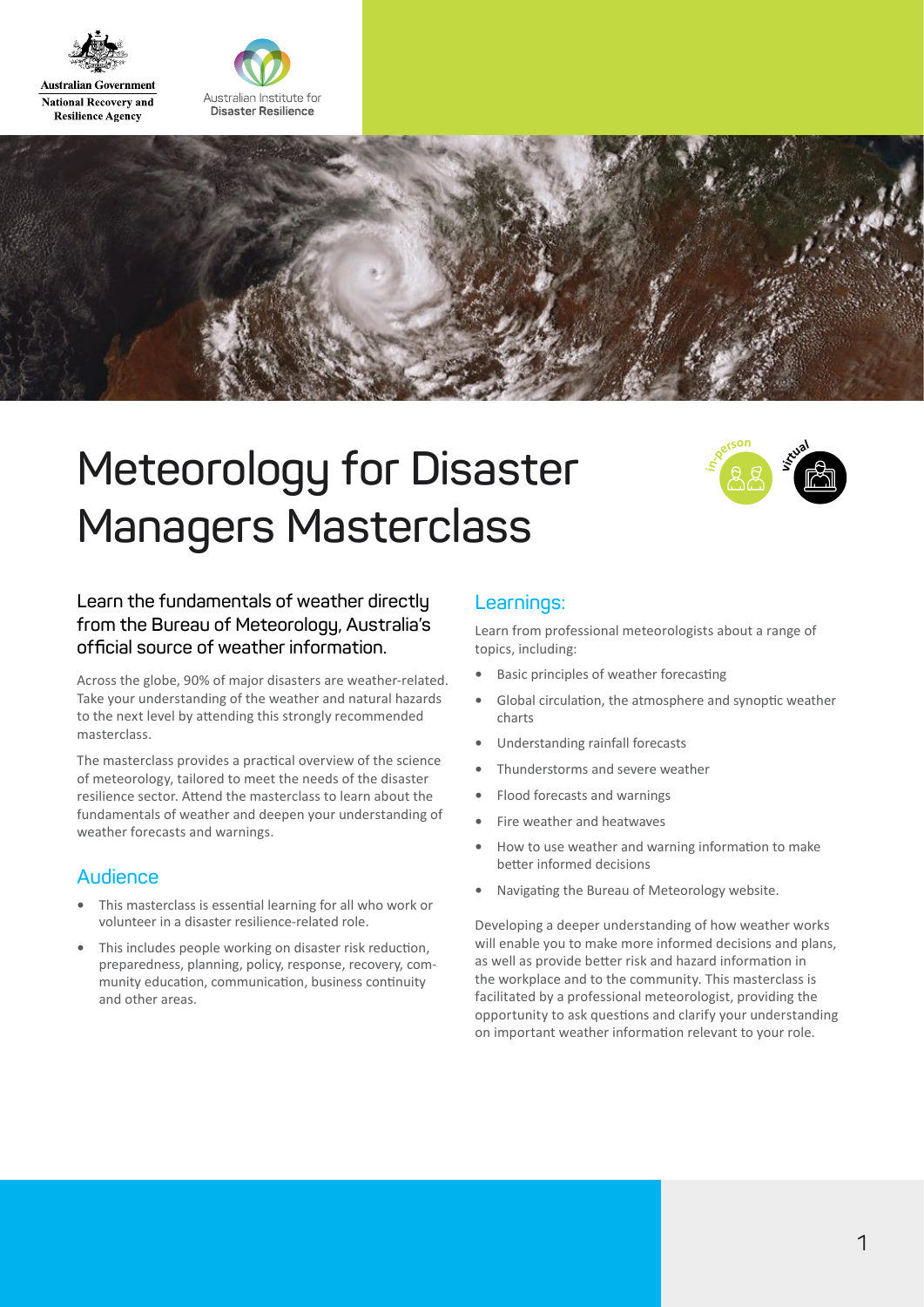Australian Government
National Recovery and Resilience Agency

Australian Institute for Disaster Resilience

# Meteorology for Disaster Managers Masterclass

in-person virtual

### Learn the fundamentals of weather directly from the Bureau of Meteorology, Australia's official source of weather information.

Across the globe, 90% of major disasters are weather-related. Take your understanding of the weather and natural hazards to the next level by attending this strongly recommended masterclass.

The masterclass provides a practical overview of the science of meteorology, tailored to meet the needs of the disaster resilience sector. Attend the masterclass to learn about the fundamentals of weather and deepen your understanding of weather forecasts and warnings.

## Audience

- This masterclass is essential learning for all who work or volunteer in a disaster resilience-related role.
- This includes people working on disaster risk reduction, preparedness, planning, policy, response, recovery, community education, communication, business continuity and other areas.

## Learnings:

Learn from professional meteorologists about a range of topics, including:

- Basic principles of weather forecasting
- Global circulation, the atmosphere and synoptic weather charts
- Understanding rainfall forecasts
- Thunderstorms and severe weather
- Flood forecasts and warnings
- Fire weather and heatwaves
- How to use weather and warning information to make better informed decisions
- Navigating the Bureau of Meteorology website.

Developing a deeper understanding of how weather works will enable you to make more informed decisions and plans, as well as provide better risk and hazard information in the workplace and to the community. This masterclass is facilitated by a professional meteorologist, providing the opportunity to ask questions and clarify your understanding on important weather information relevant to your role.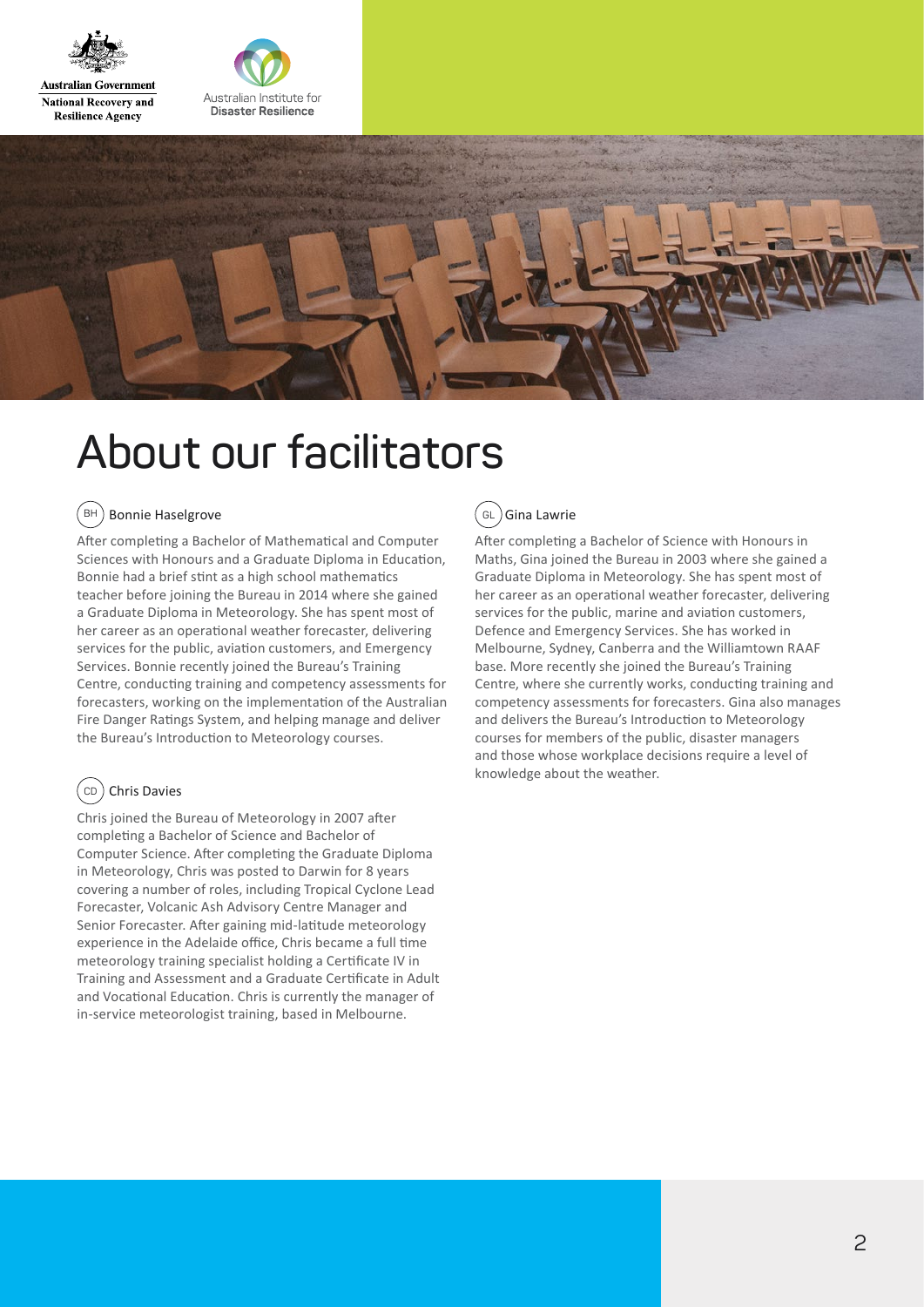Australian Government
National Recovery and Resilience Agency

Australian Institute for Disaster Resilience

# About our facilitators

## BH Bonnie Haselgrove

After completing a Bachelor of Mathematical and Computer Sciences with Honours and a Graduate Diploma in Education, Bonnie had a brief stint as a high school mathematics teacher before joining the Bureau in 2014 where she gained a Graduate Diploma in Meteorology. She has spent most of her career as an operational weather forecaster, delivering services for the public, aviation customers, and Emergency Services. Bonnie recently joined the Bureau's Training Centre, conducting training and competency assessments for forecasters, working on the implementation of the Australian Fire Danger Ratings System, and helping manage and deliver the Bureau's Introduction to Meteorology courses.

## CD Chris Davies

Chris joined the Bureau of Meteorology in 2007 after completing a Bachelor of Science and Bachelor of Computer Science. After completing the Graduate Diploma in Meteorology, Chris was posted to Darwin for 8 years covering a number of roles, including Tropical Cyclone Lead Forecaster, Volcanic Ash Advisory Centre Manager and Senior Forecaster. After gaining mid-latitude meteorology experience in the Adelaide office, Chris became a full time meteorology training specialist holding a Certificate IV in Training and Assessment and a Graduate Certificate in Adult and Vocational Education. Chris is currently the manager of in-service meteorologist training, based in Melbourne.

## GL Gina Lawrie

After completing a Bachelor of Science with Honours in Maths, Gina joined the Bureau in 2003 where she gained a Graduate Diploma in Meteorology. She has spent most of her career as an operational weather forecaster, delivering services for the public, marine and aviation customers, Defence and Emergency Services. She has worked in Melbourne, Sydney, Canberra and the Williamtown RAAF base. More recently she joined the Bureau's Training Centre, where she currently works, conducting training and competency assessments for forecasters. Gina also manages and delivers the Bureau's Introduction to Meteorology courses for members of the public, disaster managers and those whose workplace decisions require a level of knowledge about the weather.